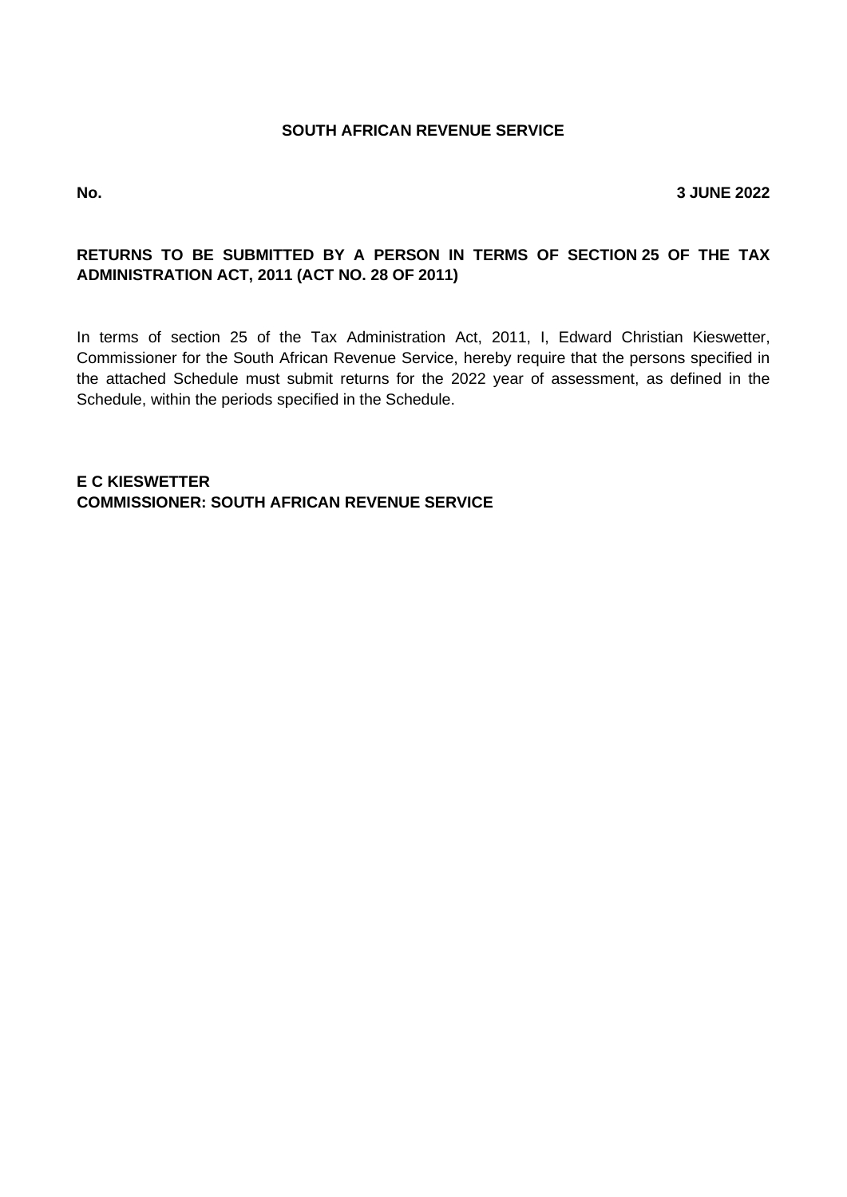**SOUTH AFRICAN REVENUE SERVICE**

**No.** **3 JUNE 2022**

**RETURNS TO BE SUBMITTED BY A PERSON IN TERMS OF SECTION 25 OF THE TAX ADMINISTRATION ACT, 2011 (ACT NO. 28 OF 2011)**

In terms of section 25 of the Tax Administration Act, 2011, I, Edward Christian Kieswetter, Commissioner for the South African Revenue Service, hereby require that the persons specified in the attached Schedule must submit returns for the 2022 year of assessment, as defined in the Schedule, within the periods specified in the Schedule.

**E C KIESWETTER**
**COMMISSIONER: SOUTH AFRICAN REVENUE SERVICE**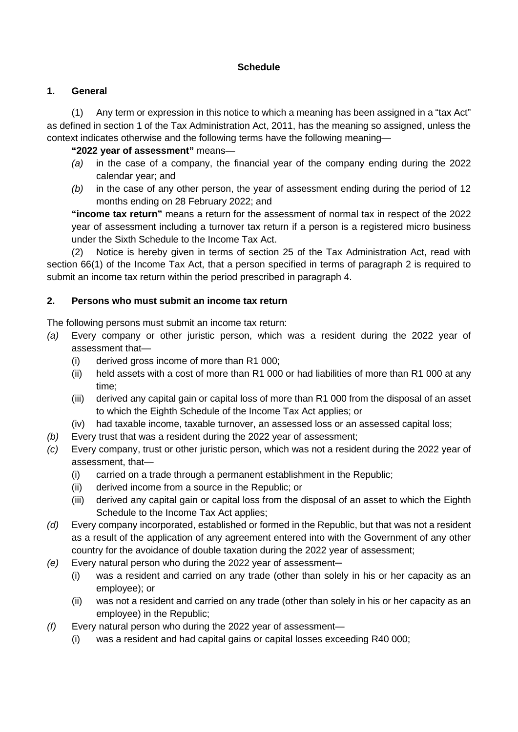## Schedule

### 1. General

(1) Any term or expression in this notice to which a meaning has been assigned in a "tax Act" as defined in section 1 of the Tax Administration Act, 2011, has the meaning so assigned, unless the context indicates otherwise and the following terms have the following meaning—

**"2022 year of assessment"** means—

- *(a)* in the case of a company, the financial year of the company ending during the 2022 calendar year; and
- *(b)* in the case of any other person, the year of assessment ending during the period of 12 months ending on 28 February 2022; and

**"income tax return"** means a return for the assessment of normal tax in respect of the 2022 year of assessment including a turnover tax return if a person is a registered micro business under the Sixth Schedule to the Income Tax Act.

(2) Notice is hereby given in terms of section 25 of the Tax Administration Act, read with section 66(1) of the Income Tax Act, that a person specified in terms of paragraph 2 is required to submit an income tax return within the period prescribed in paragraph 4.

### 2. Persons who must submit an income tax return

The following persons must submit an income tax return:

- *(a)* Every company or other juristic person, which was a resident during the 2022 year of assessment that—
  - (i) derived gross income of more than R1 000;
  - (ii) held assets with a cost of more than R1 000 or had liabilities of more than R1 000 at any time;
  - (iii) derived any capital gain or capital loss of more than R1 000 from the disposal of an asset to which the Eighth Schedule of the Income Tax Act applies; or
  - (iv) had taxable income, taxable turnover, an assessed loss or an assessed capital loss;
- *(b)* Every trust that was a resident during the 2022 year of assessment;
- *(c)* Every company, trust or other juristic person, which was not a resident during the 2022 year of assessment, that—
  - (i) carried on a trade through a permanent establishment in the Republic;
  - (ii) derived income from a source in the Republic; or
  - (iii) derived any capital gain or capital loss from the disposal of an asset to which the Eighth Schedule to the Income Tax Act applies;
- *(d)* Every company incorporated, established or formed in the Republic, but that was not a resident as a result of the application of any agreement entered into with the Government of any other country for the avoidance of double taxation during the 2022 year of assessment;
- *(e)* Every natural person who during the 2022 year of assessment—
  - (i) was a resident and carried on any trade (other than solely in his or her capacity as an employee); or
  - (ii) was not a resident and carried on any trade (other than solely in his or her capacity as an employee) in the Republic;
- *(f)* Every natural person who during the 2022 year of assessment—
  - (i) was a resident and had capital gains or capital losses exceeding R40 000;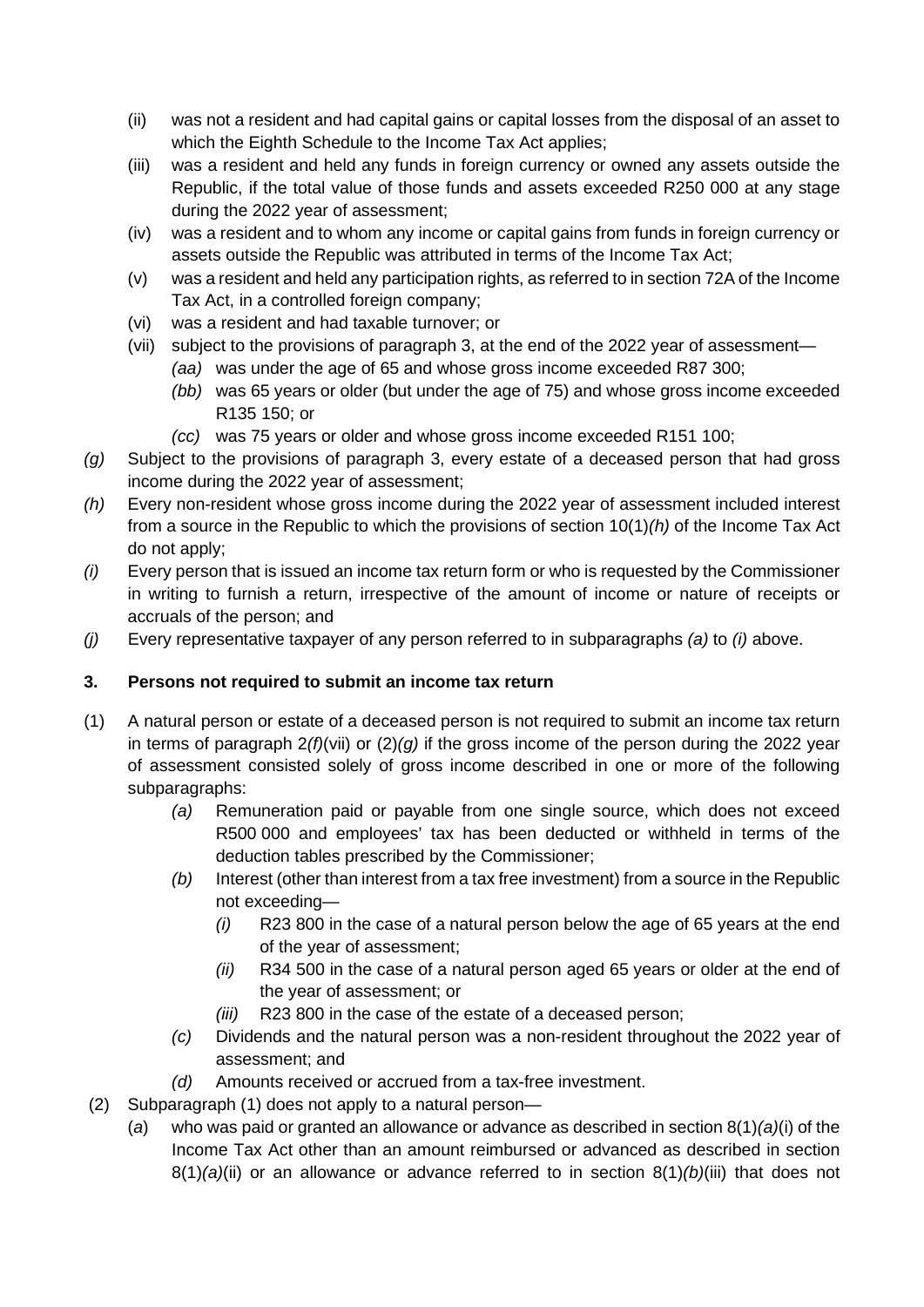- (ii) was not a resident and had capital gains or capital losses from the disposal of an asset to which the Eighth Schedule to the Income Tax Act applies;
- (iii) was a resident and held any funds in foreign currency or owned any assets outside the Republic, if the total value of those funds and assets exceeded R250 000 at any stage during the 2022 year of assessment;
- (iv) was a resident and to whom any income or capital gains from funds in foreign currency or assets outside the Republic was attributed in terms of the Income Tax Act;
- (v) was a resident and held any participation rights, as referred to in section 72A of the Income Tax Act, in a controlled foreign company;
- (vi) was a resident and had taxable turnover; or
- (vii) subject to the provisions of paragraph 3, at the end of the 2022 year of assessment—
  - *(aa)* was under the age of 65 and whose gross income exceeded R87 300;
  - *(bb)* was 65 years or older (but under the age of 75) and whose gross income exceeded R135 150; or
  - *(cc)* was 75 years or older and whose gross income exceeded R151 100;

*(g)* Subject to the provisions of paragraph 3, every estate of a deceased person that had gross income during the 2022 year of assessment;

*(h)* Every non-resident whose gross income during the 2022 year of assessment included interest from a source in the Republic to which the provisions of section 10(1)*(h)* of the Income Tax Act do not apply;

*(i)* Every person that is issued an income tax return form or who is requested by the Commissioner in writing to furnish a return, irrespective of the amount of income or nature of receipts or accruals of the person; and

*(j)* Every representative taxpayer of any person referred to in subparagraphs *(a)* to *(i)* above.

## 3. Persons not required to submit an income tax return

(1) A natural person or estate of a deceased person is not required to submit an income tax return in terms of paragraph 2*(f)*(vii) or (2)*(g)* if the gross income of the person during the 2022 year of assessment consisted solely of gross income described in one or more of the following subparagraphs:

- *(a)* Remuneration paid or payable from one single source, which does not exceed R500 000 and employees' tax has been deducted or withheld in terms of the deduction tables prescribed by the Commissioner;
- *(b)* Interest (other than interest from a tax free investment) from a source in the Republic not exceeding—
  - *(i)* R23 800 in the case of a natural person below the age of 65 years at the end of the year of assessment;
  - *(ii)* R34 500 in the case of a natural person aged 65 years or older at the end of the year of assessment; or
  - *(iii)* R23 800 in the case of the estate of a deceased person;
- *(c)* Dividends and the natural person was a non-resident throughout the 2022 year of assessment; and
- *(d)* Amounts received or accrued from a tax-free investment.

(2) Subparagraph (1) does not apply to a natural person—

- (*a*) who was paid or granted an allowance or advance as described in section 8(1)*(a)*(i) of the Income Tax Act other than an amount reimbursed or advanced as described in section 8(1)*(a)*(ii) or an allowance or advance referred to in section 8(1)*(b)*(iii) that does not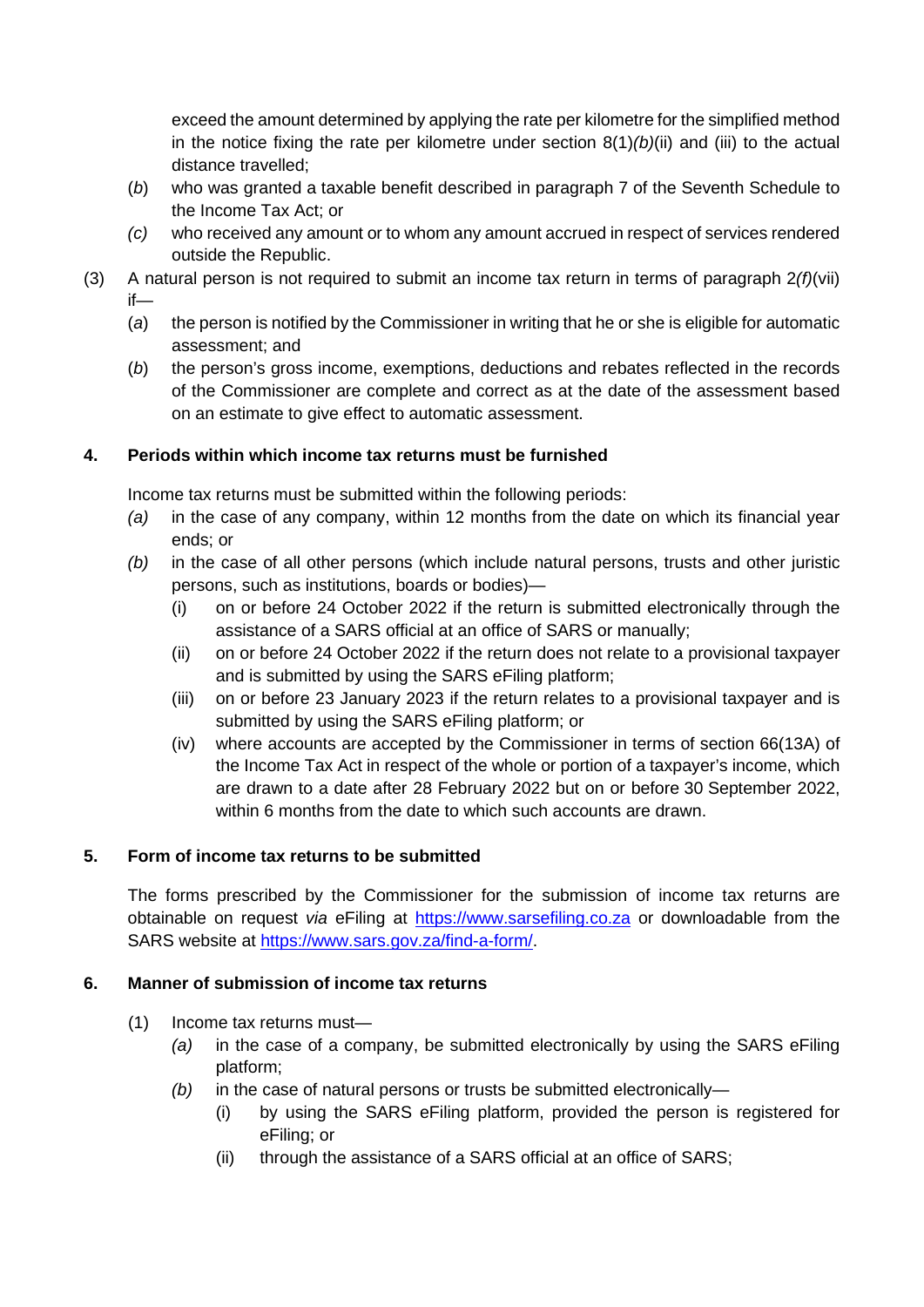exceed the amount determined by applying the rate per kilometre for the simplified method in the notice fixing the rate per kilometre under section 8(1)*(b)*(ii) and (iii) to the actual distance travelled;

(*b*) who was granted a taxable benefit described in paragraph 7 of the Seventh Schedule to the Income Tax Act; or

*(c)* who received any amount or to whom any amount accrued in respect of services rendered outside the Republic.

(3) A natural person is not required to submit an income tax return in terms of paragraph 2*(f)*(vii) if—

(*a*) the person is notified by the Commissioner in writing that he or she is eligible for automatic assessment; and

(*b*) the person's gross income, exemptions, deductions and rebates reflected in the records of the Commissioner are complete and correct as at the date of the assessment based on an estimate to give effect to automatic assessment.

## 4. Periods within which income tax returns must be furnished

Income tax returns must be submitted within the following periods:

*(a)* in the case of any company, within 12 months from the date on which its financial year ends; or

*(b)* in the case of all other persons (which include natural persons, trusts and other juristic persons, such as institutions, boards or bodies)—

(i) on or before 24 October 2022 if the return is submitted electronically through the assistance of a SARS official at an office of SARS or manually;

(ii) on or before 24 October 2022 if the return does not relate to a provisional taxpayer and is submitted by using the SARS eFiling platform;

(iii) on or before 23 January 2023 if the return relates to a provisional taxpayer and is submitted by using the SARS eFiling platform; or

(iv) where accounts are accepted by the Commissioner in terms of section 66(13A) of the Income Tax Act in respect of the whole or portion of a taxpayer's income, which are drawn to a date after 28 February 2022 but on or before 30 September 2022, within 6 months from the date to which such accounts are drawn.

## 5. Form of income tax returns to be submitted

The forms prescribed by the Commissioner for the submission of income tax returns are obtainable on request *via* eFiling at https://www.sarsefiling.co.za or downloadable from the SARS website at https://www.sars.gov.za/find-a-form/.

## 6. Manner of submission of income tax returns

(1) Income tax returns must—

*(a)* in the case of a company, be submitted electronically by using the SARS eFiling platform;

*(b)* in the case of natural persons or trusts be submitted electronically—

(i) by using the SARS eFiling platform, provided the person is registered for eFiling; or

(ii) through the assistance of a SARS official at an office of SARS;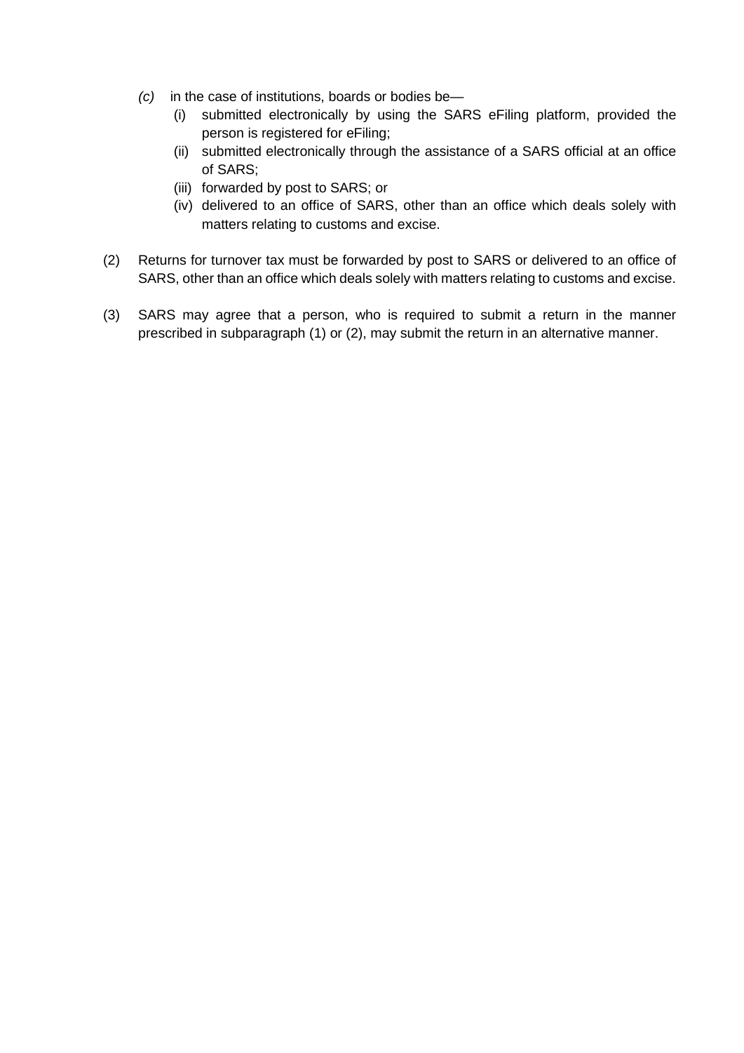*(c)* in the case of institutions, boards or bodies be—

(i) submitted electronically by using the SARS eFiling platform, provided the person is registered for eFiling;

(ii) submitted electronically through the assistance of a SARS official at an office of SARS;

(iii) forwarded by post to SARS; or

(iv) delivered to an office of SARS, other than an office which deals solely with matters relating to customs and excise.

(2) Returns for turnover tax must be forwarded by post to SARS or delivered to an office of SARS, other than an office which deals solely with matters relating to customs and excise.

(3) SARS may agree that a person, who is required to submit a return in the manner prescribed in subparagraph (1) or (2), may submit the return in an alternative manner.